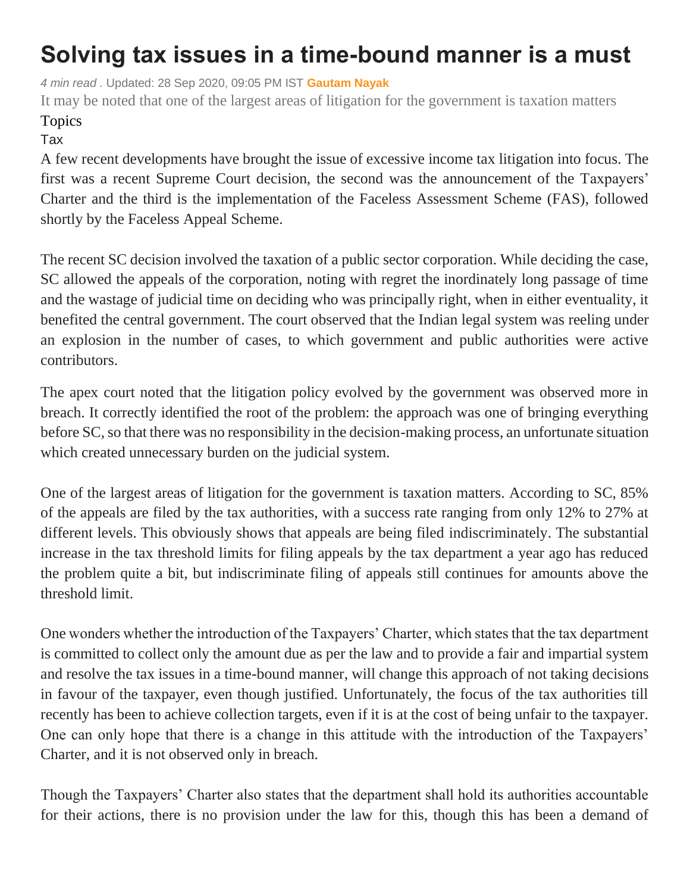# Solving tax issues in a time-bound manner is a must

*4 min read* . Updated: 28 Sep 2020, 09:05 PM IST **Gautam Nayak**

It may be noted that one of the largest areas of litigation for the government is taxation matters

Topics

Tax

A few recent developments have brought the issue of excessive income tax litigation into focus. The first was a recent Supreme Court decision, the second was the announcement of the Taxpayers' Charter and the third is the implementation of the Faceless Assessment Scheme (FAS), followed shortly by the Faceless Appeal Scheme.

The recent SC decision involved the taxation of a public sector corporation. While deciding the case, SC allowed the appeals of the corporation, noting with regret the inordinately long passage of time and the wastage of judicial time on deciding who was principally right, when in either eventuality, it benefited the central government. The court observed that the Indian legal system was reeling under an explosion in the number of cases, to which government and public authorities were active contributors.

The apex court noted that the litigation policy evolved by the government was observed more in breach. It correctly identified the root of the problem: the approach was one of bringing everything before SC, so that there was no responsibility in the decision-making process, an unfortunate situation which created unnecessary burden on the judicial system.

One of the largest areas of litigation for the government is taxation matters. According to SC, 85% of the appeals are filed by the tax authorities, with a success rate ranging from only 12% to 27% at different levels. This obviously shows that appeals are being filed indiscriminately. The substantial increase in the tax threshold limits for filing appeals by the tax department a year ago has reduced the problem quite a bit, but indiscriminate filing of appeals still continues for amounts above the threshold limit.

One wonders whether the introduction of the Taxpayers' Charter, which states that the tax department is committed to collect only the amount due as per the law and to provide a fair and impartial system and resolve the tax issues in a time-bound manner, will change this approach of not taking decisions in favour of the taxpayer, even though justified. Unfortunately, the focus of the tax authorities till recently has been to achieve collection targets, even if it is at the cost of being unfair to the taxpayer. One can only hope that there is a change in this attitude with the introduction of the Taxpayers' Charter, and it is not observed only in breach.

Though the Taxpayers' Charter also states that the department shall hold its authorities accountable for their actions, there is no provision under the law for this, though this has been a demand of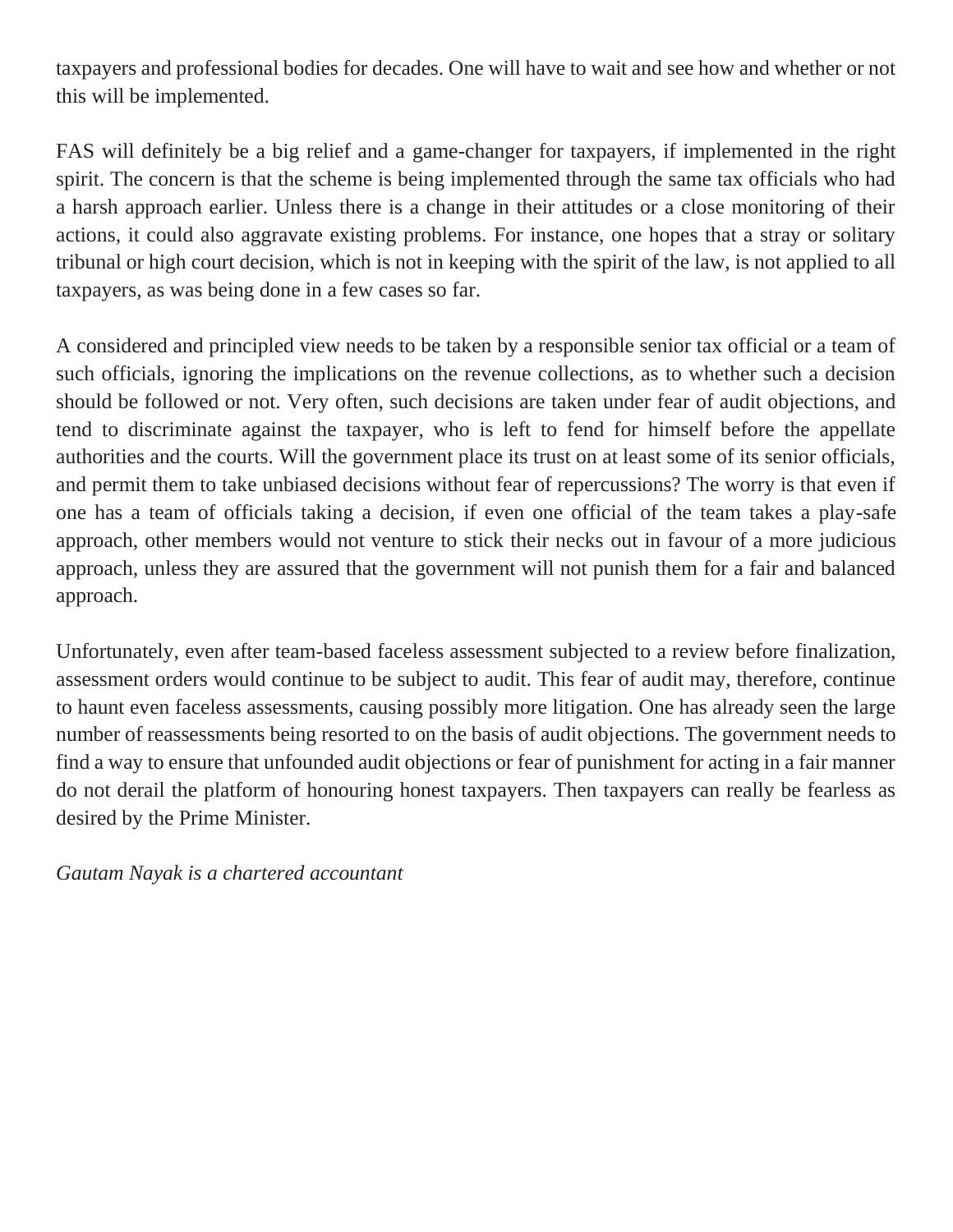taxpayers and professional bodies for decades. One will have to wait and see how and whether or not this will be implemented.

FAS will definitely be a big relief and a game-changer for taxpayers, if implemented in the right spirit. The concern is that the scheme is being implemented through the same tax officials who had a harsh approach earlier. Unless there is a change in their attitudes or a close monitoring of their actions, it could also aggravate existing problems. For instance, one hopes that a stray or solitary tribunal or high court decision, which is not in keeping with the spirit of the law, is not applied to all taxpayers, as was being done in a few cases so far.

A considered and principled view needs to be taken by a responsible senior tax official or a team of such officials, ignoring the implications on the revenue collections, as to whether such a decision should be followed or not. Very often, such decisions are taken under fear of audit objections, and tend to discriminate against the taxpayer, who is left to fend for himself before the appellate authorities and the courts. Will the government place its trust on at least some of its senior officials, and permit them to take unbiased decisions without fear of repercussions? The worry is that even if one has a team of officials taking a decision, if even one official of the team takes a play-safe approach, other members would not venture to stick their necks out in favour of a more judicious approach, unless they are assured that the government will not punish them for a fair and balanced approach.

Unfortunately, even after team-based faceless assessment subjected to a review before finalization, assessment orders would continue to be subject to audit. This fear of audit may, therefore, continue to haunt even faceless assessments, causing possibly more litigation. One has already seen the large number of reassessments being resorted to on the basis of audit objections. The government needs to find a way to ensure that unfounded audit objections or fear of punishment for acting in a fair manner do not derail the platform of honouring honest taxpayers. Then taxpayers can really be fearless as desired by the Prime Minister.

*Gautam Nayak is a chartered accountant*